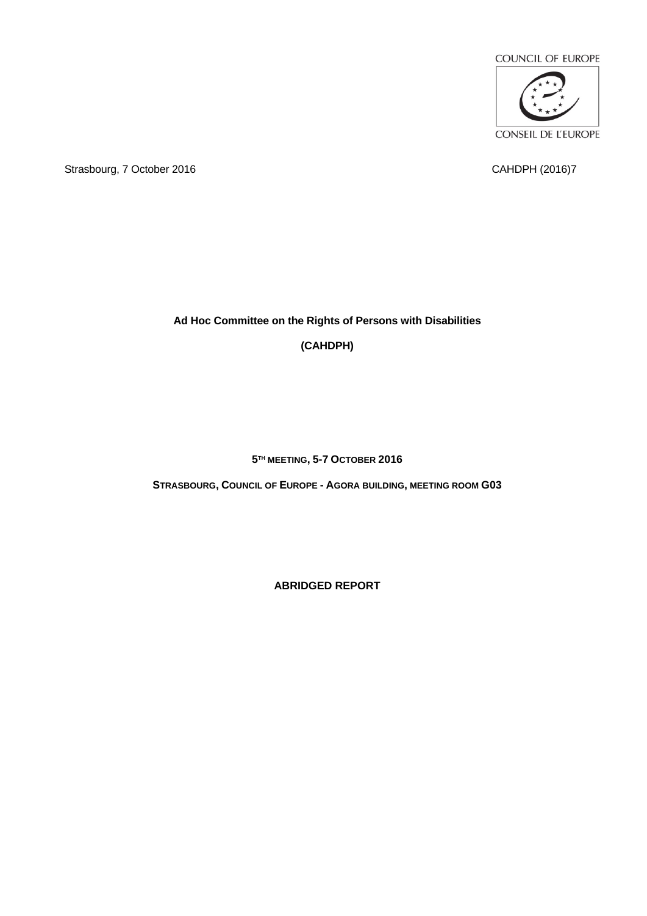COUNCIL OF EUROPE

CONSEIL DE L'EUROPE

Strasbourg, 7 October 2016

CAHDPH (2016)7

**Ad Hoc Committee on the Rights of Persons with Disabilities**

**(CAHDPH)**

**5TH MEETING, 5-7 OCTOBER 2016**

**STRASBOURG, COUNCIL OF EUROPE - AGORA BUILDING, MEETING ROOM G03**

**ABRIDGED REPORT**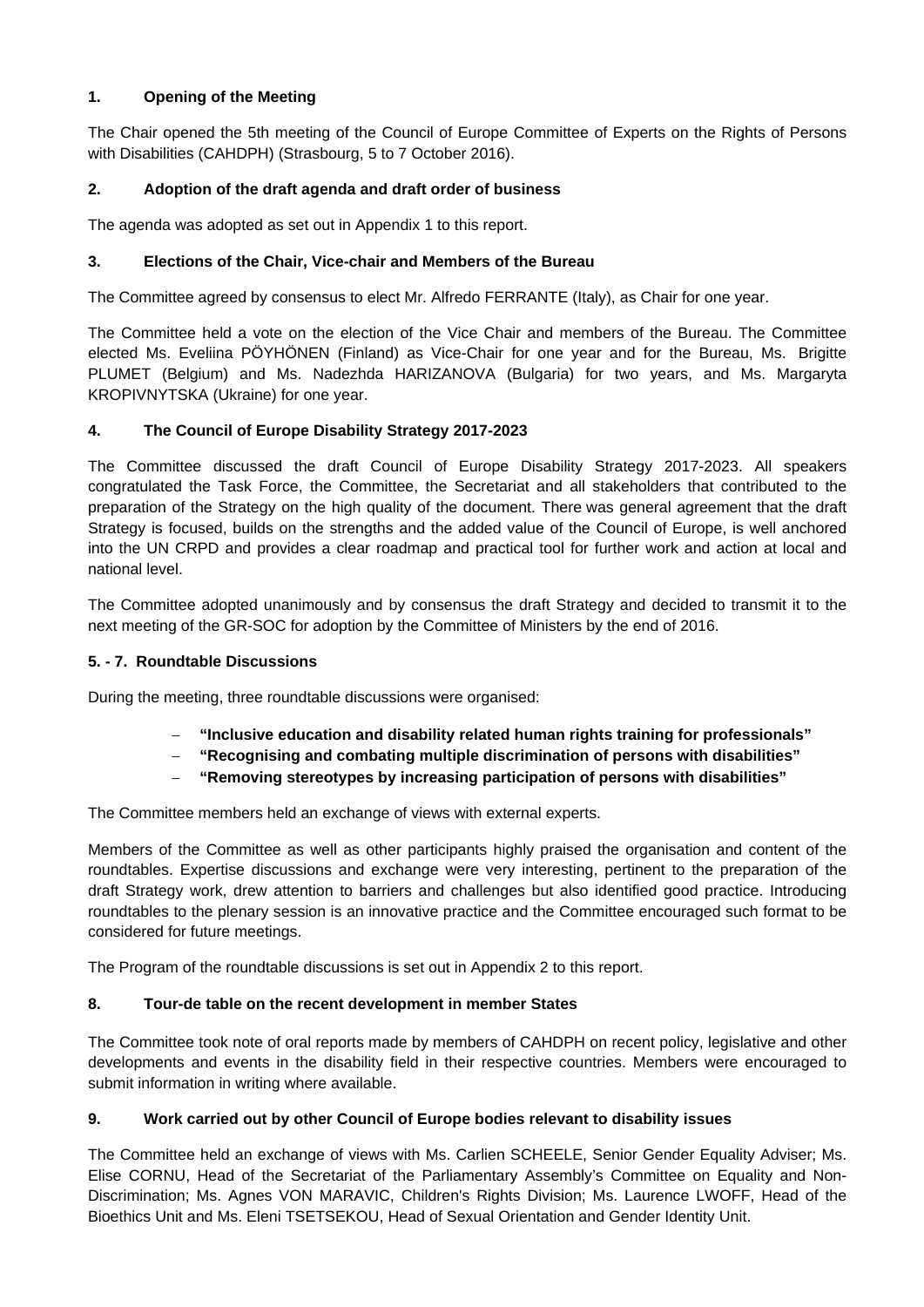### 1. Opening of the Meeting

The Chair opened the 5th meeting of the Council of Europe Committee of Experts on the Rights of Persons with Disabilities (CAHDPH) (Strasbourg, 5 to 7 October 2016).

### 2. Adoption of the draft agenda and draft order of business

The agenda was adopted as set out in Appendix 1 to this report.

### 3. Elections of the Chair, Vice-chair and Members of the Bureau

The Committee agreed by consensus to elect Mr. Alfredo FERRANTE (Italy), as Chair for one year.

The Committee held a vote on the election of the Vice Chair and members of the Bureau. The Committee elected Ms. Eveliina PÖYHÖNEN (Finland) as Vice-Chair for one year and for the Bureau, Ms. Brigitte PLUMET (Belgium) and Ms. Nadezhda HARIZANOVA (Bulgaria) for two years, and Ms. Margaryta KROPIVNYTSKA (Ukraine) for one year.

### 4. The Council of Europe Disability Strategy 2017-2023

The Committee discussed the draft Council of Europe Disability Strategy 2017-2023. All speakers congratulated the Task Force, the Committee, the Secretariat and all stakeholders that contributed to the preparation of the Strategy on the high quality of the document. There was general agreement that the draft Strategy is focused, builds on the strengths and the added value of the Council of Europe, is well anchored into the UN CRPD and provides a clear roadmap and practical tool for further work and action at local and national level.

The Committee adopted unanimously and by consensus the draft Strategy and decided to transmit it to the next meeting of the GR-SOC for adoption by the Committee of Ministers by the end of 2016.

### 5. - 7. Roundtable Discussions

During the meeting, three roundtable discussions were organised:

- **"Inclusive education and disability related human rights training for professionals"**
- **"Recognising and combating multiple discrimination of persons with disabilities"**
- **"Removing stereotypes by increasing participation of persons with disabilities"**

The Committee members held an exchange of views with external experts.

Members of the Committee as well as other participants highly praised the organisation and content of the roundtables. Expertise discussions and exchange were very interesting, pertinent to the preparation of the draft Strategy work, drew attention to barriers and challenges but also identified good practice. Introducing roundtables to the plenary session is an innovative practice and the Committee encouraged such format to be considered for future meetings.

The Program of the roundtable discussions is set out in Appendix 2 to this report.

### 8. Tour-de table on the recent development in member States

The Committee took note of oral reports made by members of CAHDPH on recent policy, legislative and other developments and events in the disability field in their respective countries. Members were encouraged to submit information in writing where available.

### 9. Work carried out by other Council of Europe bodies relevant to disability issues

The Committee held an exchange of views with Ms. Carlien SCHEELE, Senior Gender Equality Adviser; Ms. Elise CORNU, Head of the Secretariat of the Parliamentary Assembly's Committee on Equality and Non-Discrimination; Ms. Agnes VON MARAVIC, Children's Rights Division; Ms. Laurence LWOFF, Head of the Bioethics Unit and Ms. Eleni TSETSEKOU, Head of Sexual Orientation and Gender Identity Unit.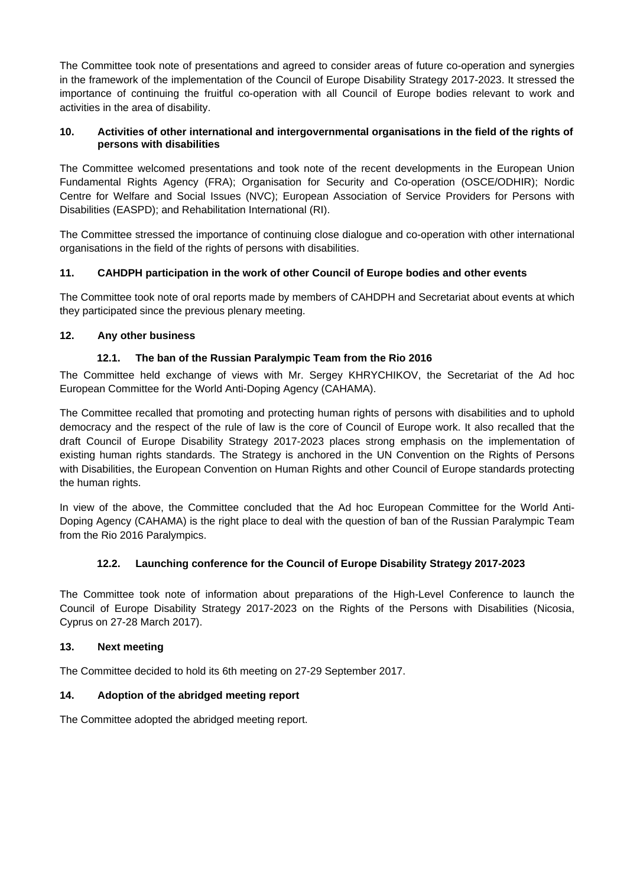The Committee took note of presentations and agreed to consider areas of future co-operation and synergies in the framework of the implementation of the Council of Europe Disability Strategy 2017-2023. It stressed the importance of continuing the fruitful co-operation with all Council of Europe bodies relevant to work and activities in the area of disability.

## 10. Activities of other international and intergovernmental organisations in the field of the rights of persons with disabilities

The Committee welcomed presentations and took note of the recent developments in the European Union Fundamental Rights Agency (FRA); Organisation for Security and Co-operation (OSCE/ODHIR); Nordic Centre for Welfare and Social Issues (NVC); European Association of Service Providers for Persons with Disabilities (EASPD); and Rehabilitation International (RI).

The Committee stressed the importance of continuing close dialogue and co-operation with other international organisations in the field of the rights of persons with disabilities.

## 11. CAHDPH participation in the work of other Council of Europe bodies and other events

The Committee took note of oral reports made by members of CAHDPH and Secretariat about events at which they participated since the previous plenary meeting.

## 12. Any other business

### 12.1. The ban of the Russian Paralympic Team from the Rio 2016

The Committee held exchange of views with Mr. Sergey KHRYCHIKOV, the Secretariat of the Ad hoc European Committee for the World Anti-Doping Agency (CAHAMA).

The Committee recalled that promoting and protecting human rights of persons with disabilities and to uphold democracy and the respect of the rule of law is the core of Council of Europe work. It also recalled that the draft Council of Europe Disability Strategy 2017-2023 places strong emphasis on the implementation of existing human rights standards. The Strategy is anchored in the UN Convention on the Rights of Persons with Disabilities, the European Convention on Human Rights and other Council of Europe standards protecting the human rights.

In view of the above, the Committee concluded that the Ad hoc European Committee for the World Anti-Doping Agency (CAHAMA) is the right place to deal with the question of ban of the Russian Paralympic Team from the Rio 2016 Paralympics.

### 12.2. Launching conference for the Council of Europe Disability Strategy 2017-2023

The Committee took note of information about preparations of the High-Level Conference to launch the Council of Europe Disability Strategy 2017-2023 on the Rights of the Persons with Disabilities (Nicosia, Cyprus on 27-28 March 2017).

## 13. Next meeting

The Committee decided to hold its 6th meeting on 27-29 September 2017.

## 14. Adoption of the abridged meeting report

The Committee adopted the abridged meeting report.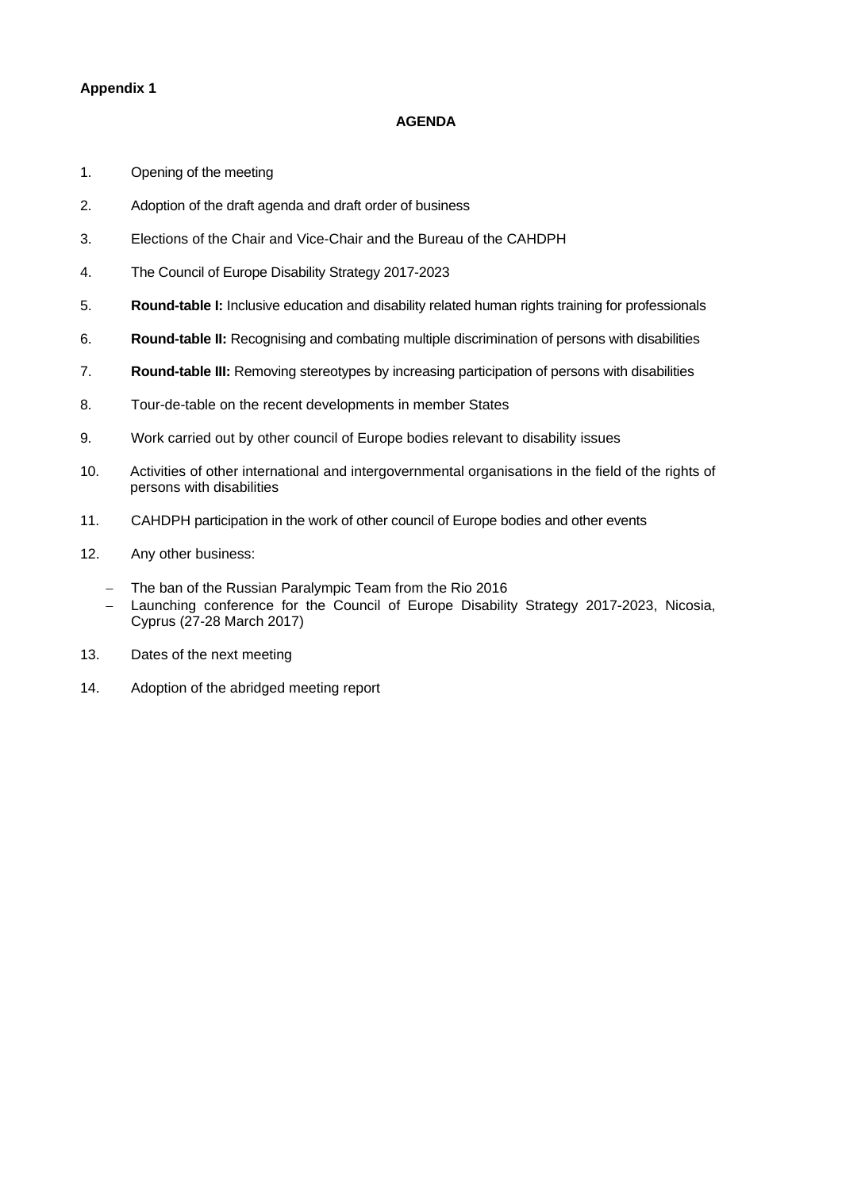**Appendix 1**

**AGENDA**

1. Opening of the meeting
2. Adoption of the draft agenda and draft order of business
3. Elections of the Chair and Vice-Chair and the Bureau of the CAHDPH
4. The Council of Europe Disability Strategy 2017-2023
5. **Round-table I:** Inclusive education and disability related human rights training for professionals
6. **Round-table II:** Recognising and combating multiple discrimination of persons with disabilities
7. **Round-table III:** Removing stereotypes by increasing participation of persons with disabilities
8. Tour-de-table on the recent developments in member States
9. Work carried out by other council of Europe bodies relevant to disability issues
10. Activities of other international and intergovernmental organisations in the field of the rights of persons with disabilities
11. CAHDPH participation in the work of other council of Europe bodies and other events
12. Any other business:
    - The ban of the Russian Paralympic Team from the Rio 2016
    - Launching conference for the Council of Europe Disability Strategy 2017-2023, Nicosia, Cyprus (27-28 March 2017)
13. Dates of the next meeting
14. Adoption of the abridged meeting report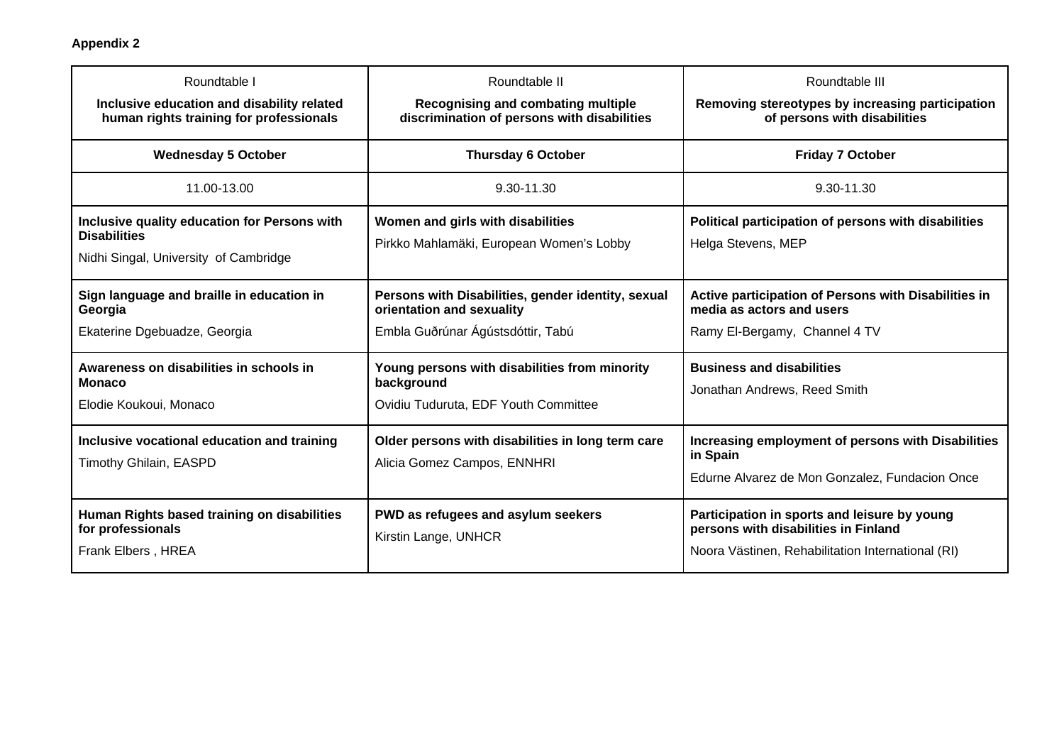**Appendix 2**

| Roundtable I<br>**Inclusive education and disability related human rights training for professionals** | Roundtable II<br>**Recognising and combating multiple discrimination of persons with disabilities** | Roundtable III<br>**Removing stereotypes by increasing participation of persons with disabilities** |
|---|---|---|
| **Wednesday 5 October** | **Thursday 6 October** | **Friday 7 October** |
| 11.00-13.00 | 9.30-11.30 | 9.30-11.30 |
| **Inclusive quality education for Persons with Disabilities**<br>Nidhi Singal, University of Cambridge | **Women and girls with disabilities**<br>Pirkko Mahlamäki, European Women's Lobby | **Political participation of persons with disabilities**<br>Helga Stevens, MEP |
| **Sign language and braille in education in Georgia**<br>Ekaterine Dgebuadze, Georgia | **Persons with Disabilities, gender identity, sexual orientation and sexuality**<br>Embla Guðrúnar Ágústsdóttir, Tabú | **Active participation of Persons with Disabilities in media as actors and users**<br>Ramy El-Bergamy, Channel 4 TV |
| **Awareness on disabilities in schools in Monaco**<br>Elodie Koukoui, Monaco | **Young persons with disabilities from minority background**<br>Ovidiu Tuduruta, EDF Youth Committee | **Business and disabilities**<br>Jonathan Andrews, Reed Smith |
| **Inclusive vocational education and training**<br>Timothy Ghilain, EASPD | **Older persons with disabilities in long term care**<br>Alicia Gomez Campos, ENNHRI | **Increasing employment of persons with Disabilities in Spain**<br>Edurne Alvarez de Mon Gonzalez, Fundacion Once |
| **Human Rights based training on disabilities for professionals**<br>Frank Elbers , HREA | **PWD as refugees and asylum seekers**<br>Kirstin Lange, UNHCR | **Participation in sports and leisure by young persons with disabilities in Finland**<br>Noora Västinen, Rehabilitation International (RI) |